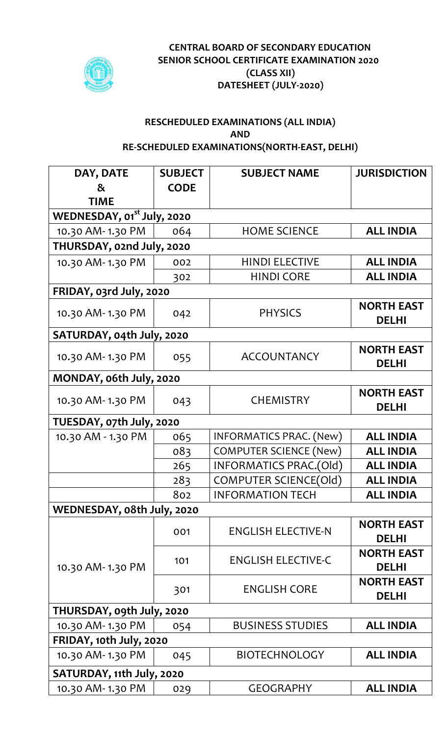**CENTRAL BOARD OF SECONDARY EDUCATION**
**SENIOR SCHOOL CERTIFICATE EXAMINATION 2020**
**(CLASS XII)**
**DATESHEET (JULY-2020)**

**RESCHEDULED EXAMINATIONS (ALL INDIA)**
**AND**
**RE-SCHEDULED EXAMINATIONS(NORTH-EAST, DELHI)**

| DAY, DATE & TIME | SUBJECT CODE | SUBJECT NAME | JURISDICTION |
|---|---|---|---|
| **WEDNESDAY, 01st July, 2020** | | | |
| 10.30 AM- 1.30 PM | 064 | HOME SCIENCE | **ALL INDIA** |
| **THURSDAY, 02nd July, 2020** | | | |
| 10.30 AM- 1.30 PM | 002 | HINDI ELECTIVE | **ALL INDIA** |
| | 302 | HINDI CORE | **ALL INDIA** |
| **FRIDAY, 03rd July, 2020** | | | |
| 10.30 AM- 1.30 PM | 042 | PHYSICS | **NORTH EAST DELHI** |
| **SATURDAY, 04th July, 2020** | | | |
| 10.30 AM- 1.30 PM | 055 | ACCOUNTANCY | **NORTH EAST DELHI** |
| **MONDAY, 06th July, 2020** | | | |
| 10.30 AM- 1.30 PM | 043 | CHEMISTRY | **NORTH EAST DELHI** |
| **TUESDAY, 07th July, 2020** | | | |
| 10.30 AM - 1.30 PM | 065 | INFORMATICS PRAC. (New) | **ALL INDIA** |
| | 083 | COMPUTER SCIENCE (New) | **ALL INDIA** |
| | 265 | INFORMATICS PRAC.(Old) | **ALL INDIA** |
| | 283 | COMPUTER SCIENCE(Old) | **ALL INDIA** |
| | 802 | INFORMATION TECH | **ALL INDIA** |
| **WEDNESDAY, 08th July, 2020** | | | |
| 10.30 AM- 1.30 PM | 001 | ENGLISH ELECTIVE-N | **NORTH EAST DELHI** |
| | 101 | ENGLISH ELECTIVE-C | **NORTH EAST DELHI** |
| | 301 | ENGLISH CORE | **NORTH EAST DELHI** |
| **THURSDAY, 09th July, 2020** | | | |
| 10.30 AM- 1.30 PM | 054 | BUSINESS STUDIES | **ALL INDIA** |
| **FRIDAY, 10th July, 2020** | | | |
| 10.30 AM- 1.30 PM | 045 | BIOTECHNOLOGY | **ALL INDIA** |
| **SATURDAY, 11th July, 2020** | | | |
| 10.30 AM- 1.30 PM | 029 | GEOGRAPHY | **ALL INDIA** |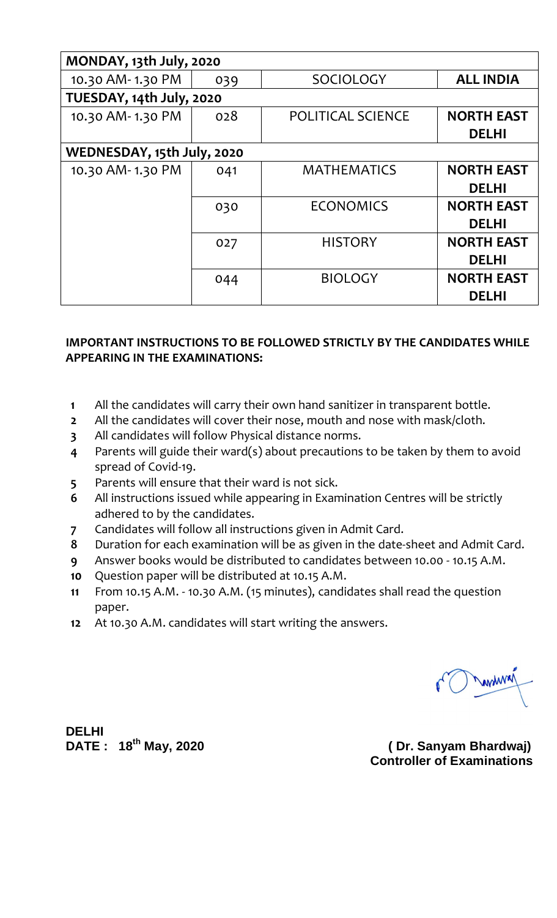| | | | |
|---|---|---|---|
| **MONDAY, 13th July, 2020** | | | |
| 10.30 AM- 1.30 PM | 039 | SOCIOLOGY | **ALL INDIA** |
| **TUESDAY, 14th July, 2020** | | | |
| 10.30 AM- 1.30 PM | 028 | POLITICAL SCIENCE | **NORTH EAST DELHI** |
| **WEDNESDAY, 15th July, 2020** | | | |
| 10.30 AM- 1.30 PM | 041 | MATHEMATICS | **NORTH EAST DELHI** |
| | 030 | ECONOMICS | **NORTH EAST DELHI** |
| | 027 | HISTORY | **NORTH EAST DELHI** |
| | 044 | BIOLOGY | **NORTH EAST DELHI** |

**IMPORTANT INSTRUCTIONS TO BE FOLLOWED STRICTLY BY THE CANDIDATES WHILE APPEARING IN THE EXAMINATIONS:**

1. All the candidates will carry their own hand sanitizer in transparent bottle.
2. All the candidates will cover their nose, mouth and nose with mask/cloth.
3. All candidates will follow Physical distance norms.
4. Parents will guide their ward(s) about precautions to be taken by them to avoid spread of Covid-19.
5. Parents will ensure that their ward is not sick.
6. All instructions issued while appearing in Examination Centres will be strictly adhered to by the candidates.
7. Candidates will follow all instructions given in Admit Card.
8. Duration for each examination will be as given in the date-sheet and Admit Card.
9. Answer books would be distributed to candidates between 10.00 - 10.15 A.M.
10. Question paper will be distributed at 10.15 A.M.
11. From 10.15 A.M. - 10.30 A.M. (15 minutes), candidates shall read the question paper.
12. At 10.30 A.M. candidates will start writing the answers.

**DELHI**
**DATE : 18th May, 2020**

**( Dr. Sanyam Bhardwaj)**
**Controller of Examinations**